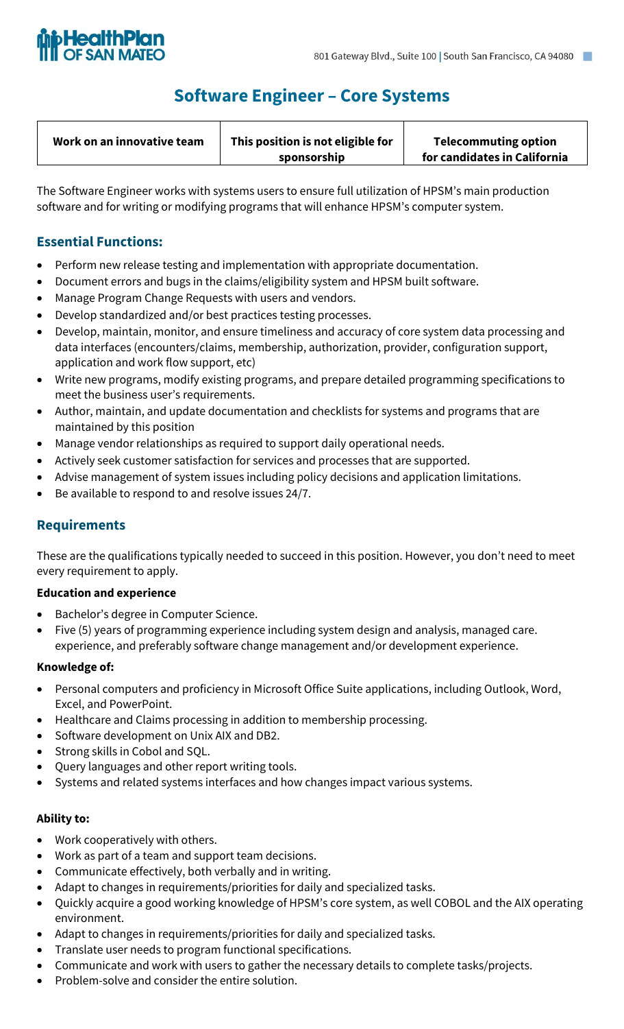HealthPlan OF SAN MATEO

801 Gateway Blvd., Suite 100 | South San Francisco, CA 94080

# Software Engineer – Core Systems

| Work on an innovative team | This position is not eligible for sponsorship | Telecommuting option for candidates in California |
|---|---|---|

The Software Engineer works with systems users to ensure full utilization of HPSM's main production software and for writing or modifying programs that will enhance HPSM's computer system.

## Essential Functions:

- Perform new release testing and implementation with appropriate documentation.
- Document errors and bugs in the claims/eligibility system and HPSM built software.
- Manage Program Change Requests with users and vendors.
- Develop standardized and/or best practices testing processes.
- Develop, maintain, monitor, and ensure timeliness and accuracy of core system data processing and data interfaces (encounters/claims, membership, authorization, provider, configuration support, application and work flow support, etc)
- Write new programs, modify existing programs, and prepare detailed programming specifications to meet the business user's requirements.
- Author, maintain, and update documentation and checklists for systems and programs that are maintained by this position
- Manage vendor relationships as required to support daily operational needs.
- Actively seek customer satisfaction for services and processes that are supported.
- Advise management of system issues including policy decisions and application limitations.
- Be available to respond to and resolve issues 24/7.

## Requirements

These are the qualifications typically needed to succeed in this position. However, you don't need to meet every requirement to apply.

**Education and experience**

- Bachelor's degree in Computer Science.
- Five (5) years of programming experience including system design and analysis, managed care. experience, and preferably software change management and/or development experience.

**Knowledge of:**

- Personal computers and proficiency in Microsoft Office Suite applications, including Outlook, Word, Excel, and PowerPoint.
- Healthcare and Claims processing in addition to membership processing.
- Software development on Unix AIX and DB2.
- Strong skills in Cobol and SQL.
- Query languages and other report writing tools.
- Systems and related systems interfaces and how changes impact various systems.

**Ability to:**

- Work cooperatively with others.
- Work as part of a team and support team decisions.
- Communicate effectively, both verbally and in writing.
- Adapt to changes in requirements/priorities for daily and specialized tasks.
- Quickly acquire a good working knowledge of HPSM's core system, as well COBOL and the AIX operating environment.
- Adapt to changes in requirements/priorities for daily and specialized tasks.
- Translate user needs to program functional specifications.
- Communicate and work with users to gather the necessary details to complete tasks/projects.
- Problem-solve and consider the entire solution.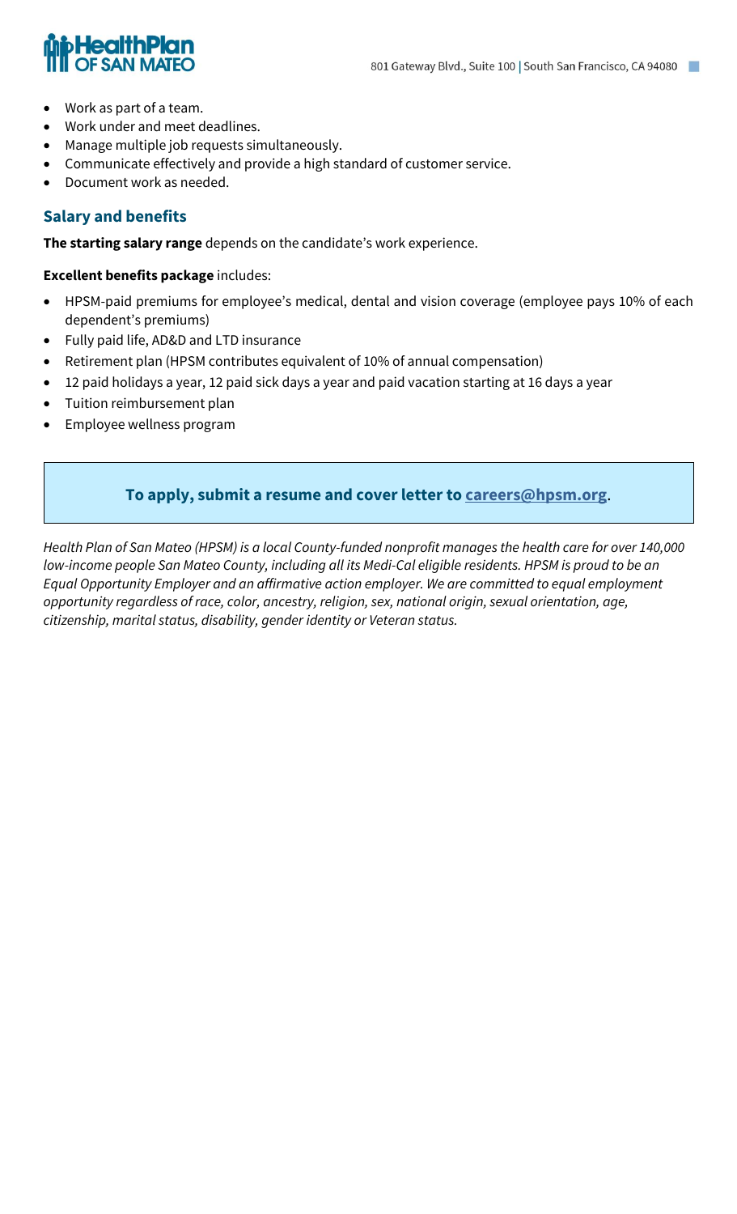- Work as part of a team.
- Work under and meet deadlines.
- Manage multiple job requests simultaneously.
- Communicate effectively and provide a high standard of customer service.
- Document work as needed.

## Salary and benefits

**The starting salary range** depends on the candidate's work experience.

**Excellent benefits package** includes:

- HPSM-paid premiums for employee's medical, dental and vision coverage (employee pays 10% of each dependent's premiums)
- Fully paid life, AD&D and LTD insurance
- Retirement plan (HPSM contributes equivalent of 10% of annual compensation)
- 12 paid holidays a year, 12 paid sick days a year and paid vacation starting at 16 days a year
- Tuition reimbursement plan
- Employee wellness program

**To apply, submit a resume and cover letter to careers@hpsm.org.**

*Health Plan of San Mateo (HPSM) is a local County-funded nonprofit manages the health care for over 140,000 low-income people San Mateo County, including all its Medi-Cal eligible residents. HPSM is proud to be an Equal Opportunity Employer and an affirmative action employer. We are committed to equal employment opportunity regardless of race, color, ancestry, religion, sex, national origin, sexual orientation, age, citizenship, marital status, disability, gender identity or Veteran status.*